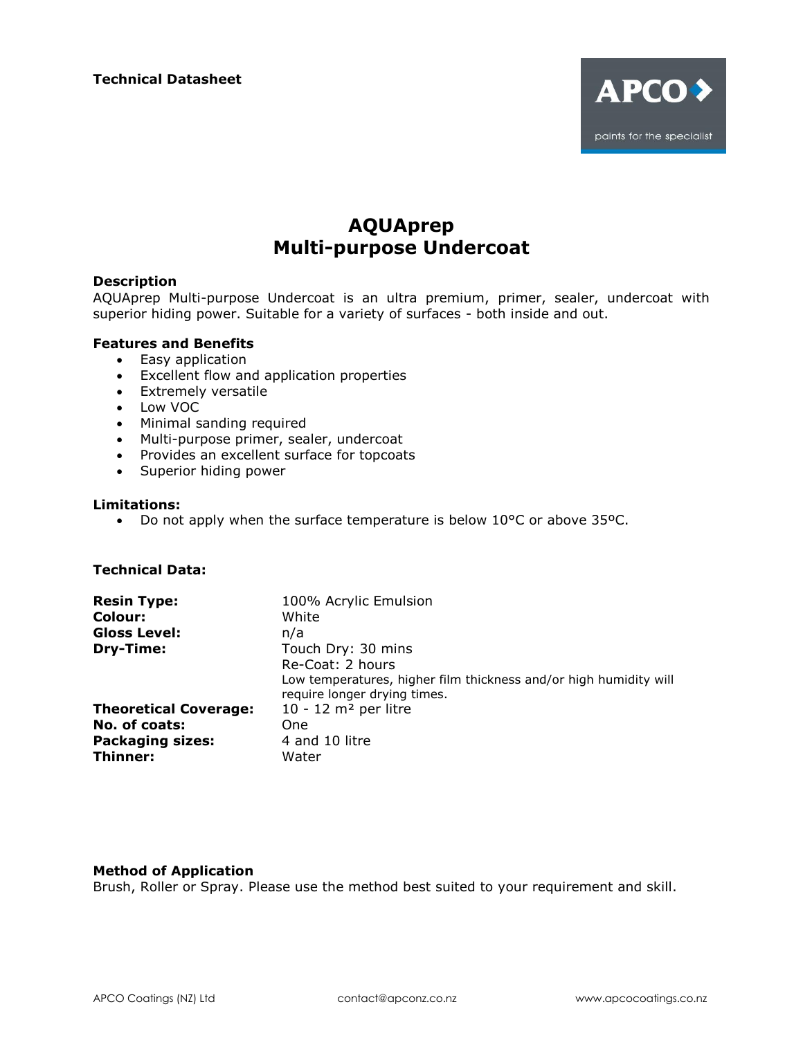Technical Datasheet

# AQUAprep
# Multi-purpose Undercoat

### Description

AQUAprep Multi-purpose Undercoat is an ultra premium, primer, sealer, undercoat with superior hiding power. Suitable for a variety of surfaces - both inside and out.

### Features and Benefits

- Easy application
- Excellent flow and application properties
- Extremely versatile
- Low VOC
- Minimal sanding required
- Multi-purpose primer, sealer, undercoat
- Provides an excellent surface for topcoats
- Superior hiding power

### Limitations:

- Do not apply when the surface temperature is below 10°C or above 35ºC.

### Technical Data:

| | |
|---|---|
| **Resin Type:** | 100% Acrylic Emulsion |
| **Colour:** | White |
| **Gloss Level:** | n/a |
| **Dry-Time:** | Touch Dry: 30 mins<br>Re-Coat: 2 hours<br>Low temperatures, higher film thickness and/or high humidity will require longer drying times. |
| **Theoretical Coverage:** | 10 - 12 m² per litre |
| **No. of coats:** | One |
| **Packaging sizes:** | 4 and 10 litre |
| **Thinner:** | Water |

### Method of Application

Brush, Roller or Spray. Please use the method best suited to your requirement and skill.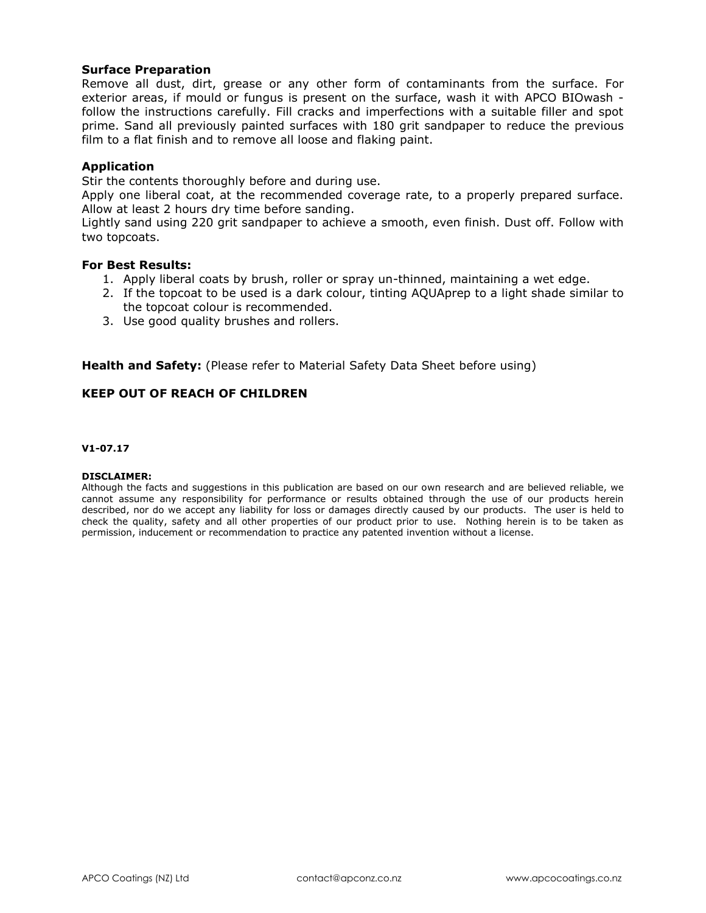### Surface Preparation

Remove all dust, dirt, grease or any other form of contaminants from the surface. For exterior areas, if mould or fungus is present on the surface, wash it with APCO BIOwash - follow the instructions carefully. Fill cracks and imperfections with a suitable filler and spot prime. Sand all previously painted surfaces with 180 grit sandpaper to reduce the previous film to a flat finish and to remove all loose and flaking paint.

### Application

Stir the contents thoroughly before and during use.
Apply one liberal coat, at the recommended coverage rate, to a properly prepared surface. Allow at least 2 hours dry time before sanding.
Lightly sand using 220 grit sandpaper to achieve a smooth, even finish. Dust off. Follow with two topcoats.

### For Best Results:

1. Apply liberal coats by brush, roller or spray un-thinned, maintaining a wet edge.
2. If the topcoat to be used is a dark colour, tinting AQUAprep to a light shade similar to the topcoat colour is recommended.
3. Use good quality brushes and rollers.

**Health and Safety:** (Please refer to Material Safety Data Sheet before using)

**KEEP OUT OF REACH OF CHILDREN**

**V1-07.17**

**DISCLAIMER:**
Although the facts and suggestions in this publication are based on our own research and are believed reliable, we cannot assume any responsibility for performance or results obtained through the use of our products herein described, nor do we accept any liability for loss or damages directly caused by our products. The user is held to check the quality, safety and all other properties of our product prior to use. Nothing herein is to be taken as permission, inducement or recommendation to practice any patented invention without a license.

APCO Coatings (NZ) Ltd contact@apconz.co.nz www.apcocoatings.co.nz